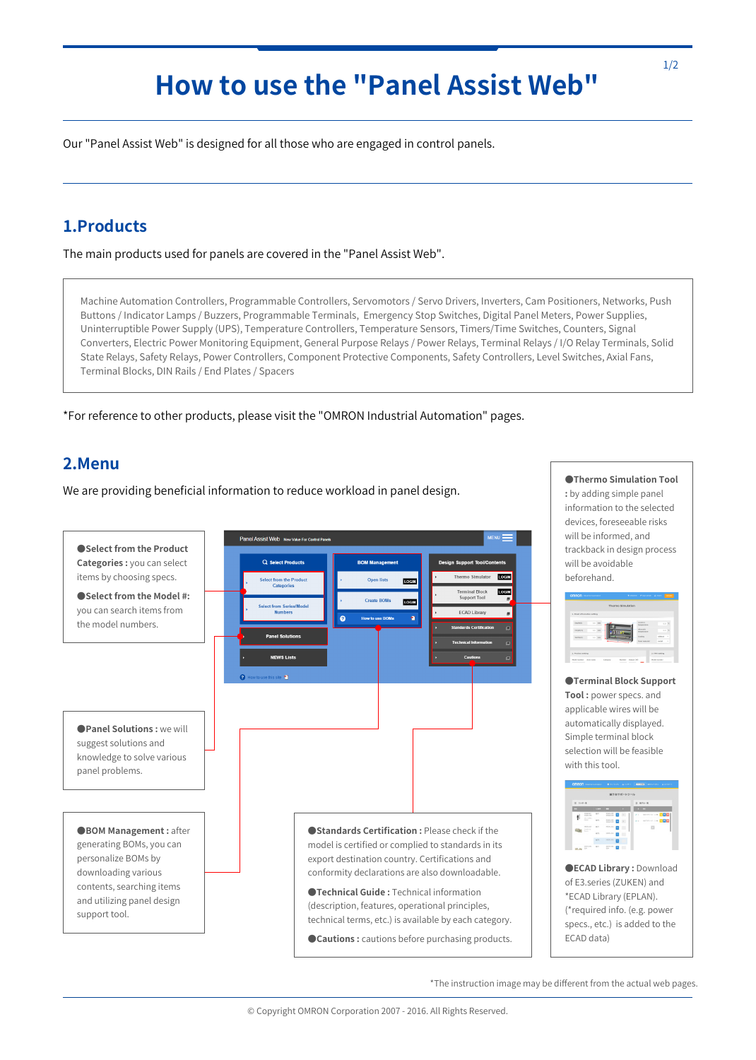# How to use the "Panel Assist Web"

Our "Panel Assist Web" is designed for all those who are engaged in control panels.

## 1.Products

The main products used for panels are covered in the "Panel Assist Web".

Machine Automation Controllers, Programmable Controllers, Servomotors / Servo Drivers, Inverters, Cam Positioners, Networks, Push Buttons / Indicator Lamps / Buzzers, Programmable Terminals, Emergency Stop Switches, Digital Panel Meters, Power Supplies, Uninterruptible Power Supply (UPS), Temperature Controllers, Temperature Sensors, Timers/Time Switches, Counters, Signal Converters, Electric Power Monitoring Equipment, General Purpose Relays / Power Relays, Terminal Relays / I/O Relay Terminals, Solid State Relays, Safety Relays, Power Controllers, Component Protective Components, Safety Controllers, Level Switches, Axial Fans, Terminal Blocks, DIN Rails / End Plates / Spacers

*For reference to other products, please visit the "OMRON Industrial Automation" pages.

## 2.Menu

We are providing beneficial information to reduce workload in panel design.

●**Select from the Product Categories :** you can select items by choosing specs.

●**Select from the Model #:** you can search items from the model numbers.

●**Panel Solutions :** we will suggest solutions and knowledge to solve various panel problems.

●**BOM Management :** after generating BOMs, you can personalize BOMs by downloading various contents, searching items and utilizing panel design support tool.

●**Standards Certification :** Please check if the model is certified or complied to standards in its export destination country. Certifications and conformity declarations are also downloadable.

●**Technical Guide :** Technical information (description, features, operational principles, technical terms, etc.) is available by each category.

●**Cautions :** cautions before purchasing products.

●**Thermo Simulation Tool :** by adding simple panel information to the selected devices, foreseeable risks will be informed, and trackback in design process will be avoidable beforehand.

●**Terminal Block Support Tool :** power specs. and applicable wires will be automatically displayed. Simple terminal block selection will be feasible with this tool.

●**ECAD Library :** Download of E3.series (ZUKEN) and *ECAD Library (EPLAN). (*required info. (e.g. power specs., etc.) is added to the ECAD data)

*The instruction image may be different from the actual web pages.

© Copyright OMRON Corporation 2007 - 2016. All Rights Reserved.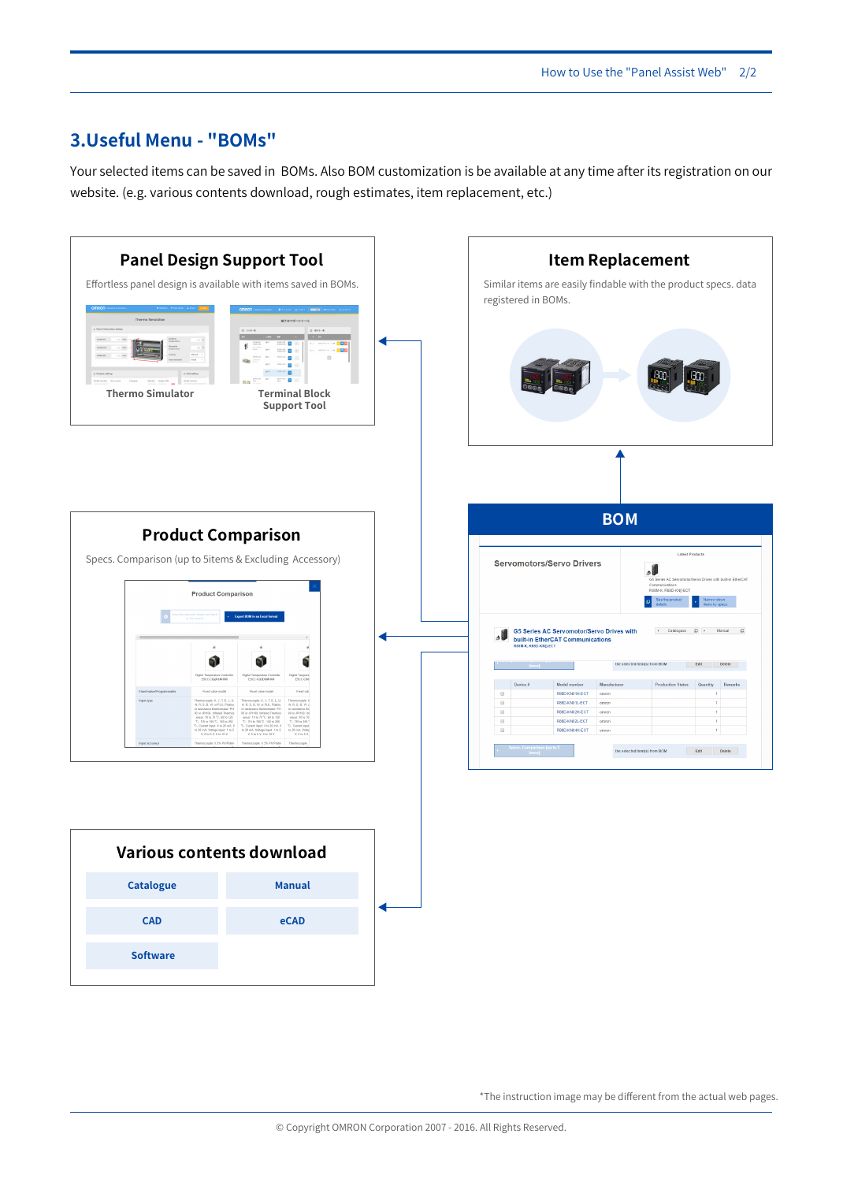## 3.Useful Menu - "BOMs"

Your selected items can be saved in BOMs. Also BOM customization is be available at any time after its registration on our website. (e.g. various contents download, rough estimates, item replacement, etc.)

### Panel Design Support Tool

Effortless panel design is available with items saved in BOMs.

Thermo Simulator

Terminal Block Support Tool

### Item Replacement

Similar items are easily findable with the product specs. data registered in BOMs.

### BOM

### Product Comparison

Specs. Comparison (up to 5items & Excluding Accessory)

### Various contents download

- Catalogue
- Manual
- CAD
- eCAD
- Software

*The instruction image may be different from the actual web pages.

© Copyright OMRON Corporation 2007 - 2016. All Rights Reserved.